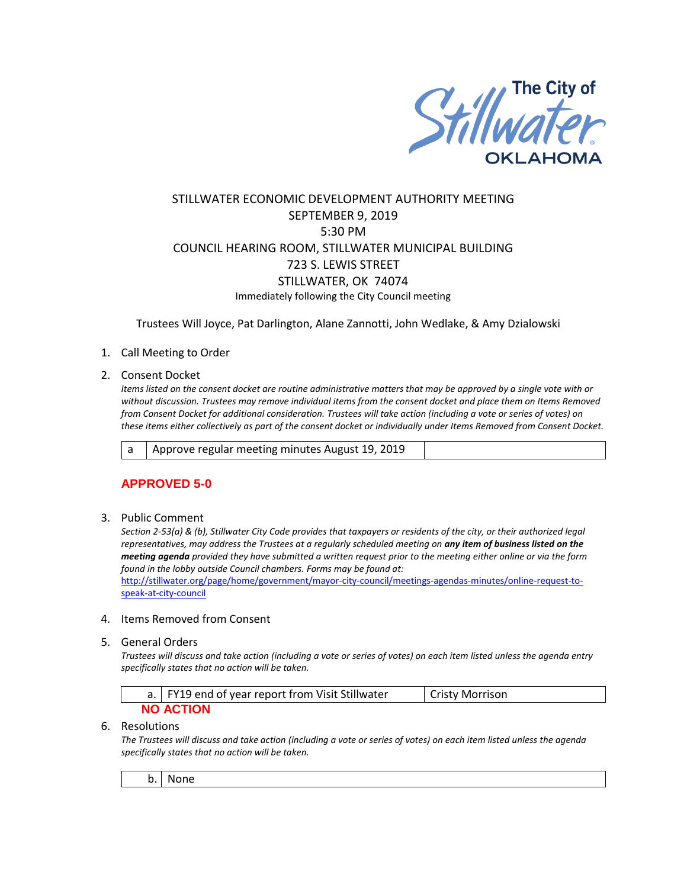The City of Stillwater OKLAHOMA

# STILLWATER ECONOMIC DEVELOPMENT AUTHORITY MEETING

SEPTEMBER 9, 2019
5:30 PM
COUNCIL HEARING ROOM, STILLWATER MUNICIPAL BUILDING
723 S. LEWIS STREET
STILLWATER, OK 74074
Immediately following the City Council meeting

Trustees Will Joyce, Pat Darlington, Alane Zannotti, John Wedlake, & Amy Dzialowski

1. Call Meeting to Order

2. Consent Docket

   *Items listed on the consent docket are routine administrative matters that may be approved by a single vote with or without discussion. Trustees may remove individual items from the consent docket and place them on Items Removed from Consent Docket for additional consideration. Trustees will take action (including a vote or series of votes) on these items either collectively as part of the consent docket or individually under Items Removed from Consent Docket.*

| a | Approve regular meeting minutes August 19, 2019 | |
|---|---|---|

   **APPROVED 5-0**

3. Public Comment

   *Section 2-53(a) & (b), Stillwater City Code provides that taxpayers or residents of the city, or their authorized legal representatives, may address the Trustees at a regularly scheduled meeting on **any item of business listed on the meeting agenda** provided they have submitted a written request prior to the meeting either online or via the form found in the lobby outside Council chambers. Forms may be found at:*
   http://stillwater.org/page/home/government/mayor-city-council/meetings-agendas-minutes/online-request-to-speak-at-city-council

4. Items Removed from Consent

5. General Orders

   *Trustees will discuss and take action (including a vote or series of votes) on each item listed unless the agenda entry specifically states that no action will be taken.*

| a. | FY19 end of year report from Visit Stillwater | Cristy Morrison |
|---|---|---|

   **NO ACTION**

6. Resolutions

   *The Trustees will discuss and take action (including a vote or series of votes) on each item listed unless the agenda specifically states that no action will be taken.*

| b. | None |
|---|---|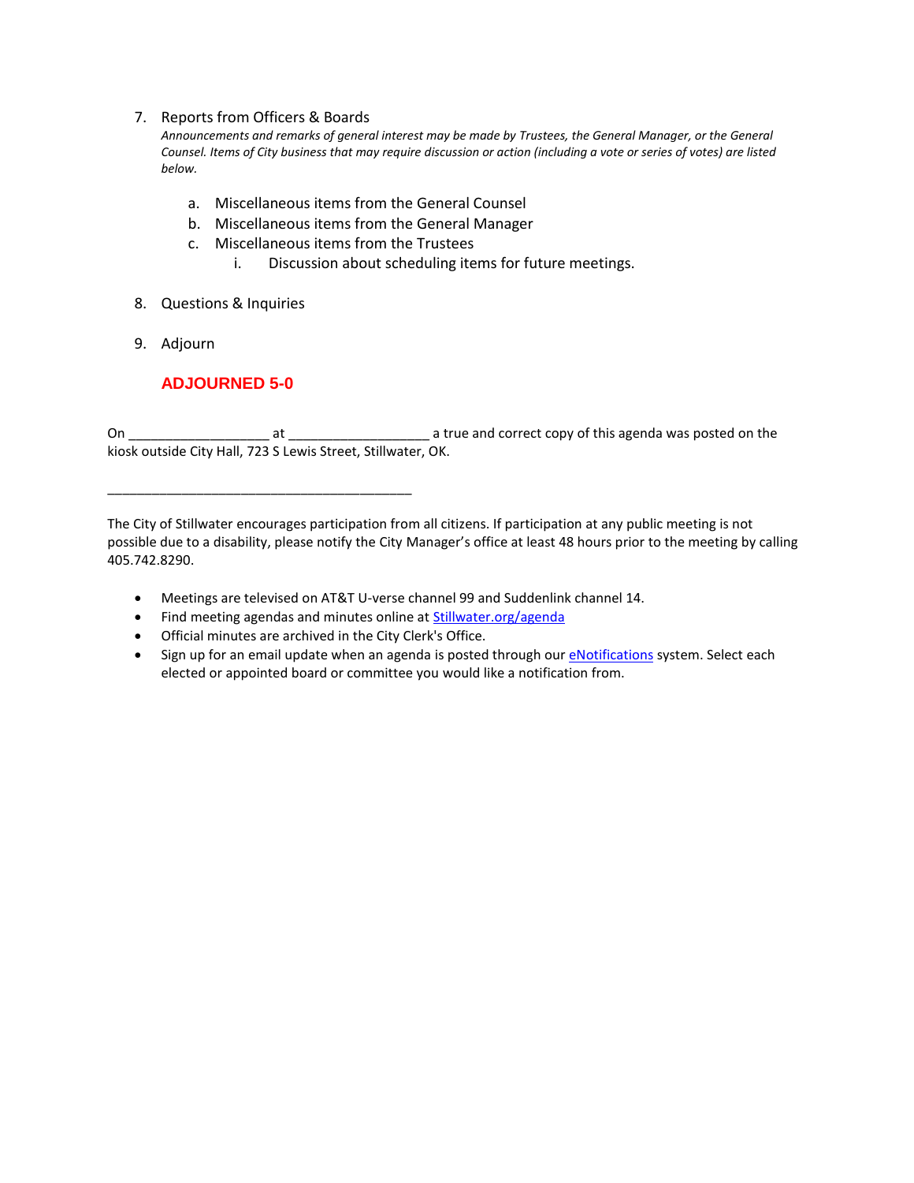7. Reports from Officers & Boards

   *Announcements and remarks of general interest may be made by Trustees, the General Manager, or the General Counsel. Items of City business that may require discussion or action (including a vote or series of votes) are listed below.*

   a. Miscellaneous items from the General Counsel
   b. Miscellaneous items from the General Manager
   c. Miscellaneous items from the Trustees
      i. Discussion about scheduling items for future meetings.

8. Questions & Inquiries

9. Adjourn

   **ADJOURNED 5-0**

On __________________ at __________________ a true and correct copy of this agenda was posted on the kiosk outside City Hall, 723 S Lewis Street, Stillwater, OK.

________________________________________

The City of Stillwater encourages participation from all citizens. If participation at any public meeting is not possible due to a disability, please notify the City Manager's office at least 48 hours prior to the meeting by calling 405.742.8290.

- Meetings are televised on AT&T U-verse channel 99 and Suddenlink channel 14.
- Find meeting agendas and minutes online at Stillwater.org/agenda
- Official minutes are archived in the City Clerk's Office.
- Sign up for an email update when an agenda is posted through our eNotifications system. Select each elected or appointed board or committee you would like a notification from.